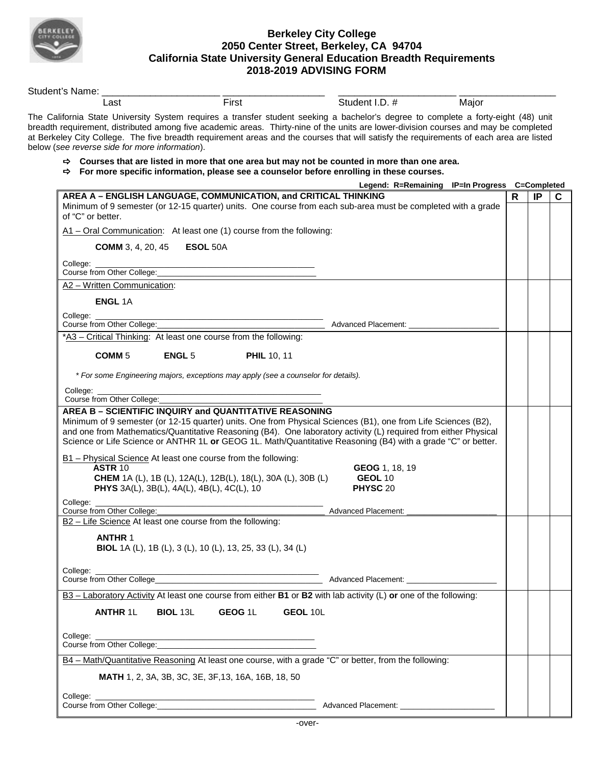# Berkeley City College
## 2050 Center Street, Berkeley, CA 94704
## California State University General Education Breadth Requirements
## 2018-2019 ADVISING FORM

Student's Name: ______________________ ____________________ ______________________ __________________

Last First Student I.D. # Major

The California State University System requires a transfer student seeking a bachelor's degree to complete a forty-eight (48) unit breadth requirement, distributed among five academic areas. Thirty-nine of the units are lower-division courses and may be completed at Berkeley City College. The five breadth requirement areas and the courses that will satisfy the requirements of each area are listed below (*see reverse side for more information*).

- ⇨ **Courses that are listed in more that one area but may not be counted in more than one area.**
- ⇨ **For more specific information, please see a counselor before enrolling in these courses.**

**Legend: R=Remaining IP=In Progress C=Completed**

| | R | IP | C |
|---|---|---|---|
| **AREA A – ENGLISH LANGUAGE, COMMUNICATION, and CRITICAL THINKING**<br>Minimum of 9 semester (or 12-15 quarter) units. One course from each sub-area must be completed with a grade of "C" or better.<br><br>A1 – Oral Communication: At least one (1) course from the following:<br><br>**COMM** 3, 4, 20, 45 **ESOL** 50A<br><br>College: ______________________<br>Course from Other College: ______________________ | | | |
| A2 – Written Communication:<br><br>**ENGL** 1A<br><br>College: ______________________<br>Course from Other College: ______________________ Advanced Placement: ______________ | | | |
| *A3 – Critical Thinking: At least one course from the following:<br><br>**COMM** 5 **ENGL** 5 **PHIL** 10, 11<br><br>*\* For some Engineering majors, exceptions may apply (see a counselor for details).*<br><br>College: ______________________<br>Course from Other College: ______________________ | | | |
| **AREA B – SCIENTIFIC INQUIRY and QUANTITATIVE REASONING**<br>Minimum of 9 semester (or 12-15 quarter) units. One from Physical Sciences (B1), one from Life Sciences (B2), and one from Mathematics/Quantitative Reasoning (B4). One laboratory activity (L) required from either Physical Science or Life Science or ANTHR 1L **or** GEOG 1L. Math/Quantitative Reasoning (B4) with a grade "C" or better.<br><br>B1 – Physical Science At least one course from the following:<br>**ASTR** 10<br>**CHEM** 1A (L), 1B (L), 12A(L), 12B(L), 18(L), 30A (L), 30B (L)<br>**PHYS** 3A(L), 3B(L), 4A(L), 4B(L), 4C(L), 10<br>**GEOG** 1, 18, 19<br>**GEOL** 10<br>**PHYSC** 20<br><br>College: ______________________<br>Course from Other College: ______________________ Advanced Placement: ______________ | | | |
| B2 – Life Science At least one course from the following:<br><br>**ANTHR** 1<br>**BIOL** 1A (L), 1B (L), 3 (L), 10 (L), 13, 25, 33 (L), 34 (L)<br><br>College: ______________________<br>Course from Other College ______________________ Advanced Placement: ______________ | | | |
| B3 – Laboratory Activity At least one course from either **B1** or **B2** with lab activity (L) **or** one of the following:<br><br>**ANTHR** 1L **BIOL** 13L **GEOG** 1L **GEOL** 10L<br><br>College: ______________________<br>Course from Other College: ______________________ | | | |
| B4 – Math/Quantitative Reasoning At least one course, with a grade "C" or better, from the following:<br><br>**MATH** 1, 2, 3A, 3B, 3C, 3E, 3F,13, 16A, 16B, 18, 50<br><br>College: ______________________<br>Course from Other College: ______________________ Advanced Placement: ______________ | | | |

-over-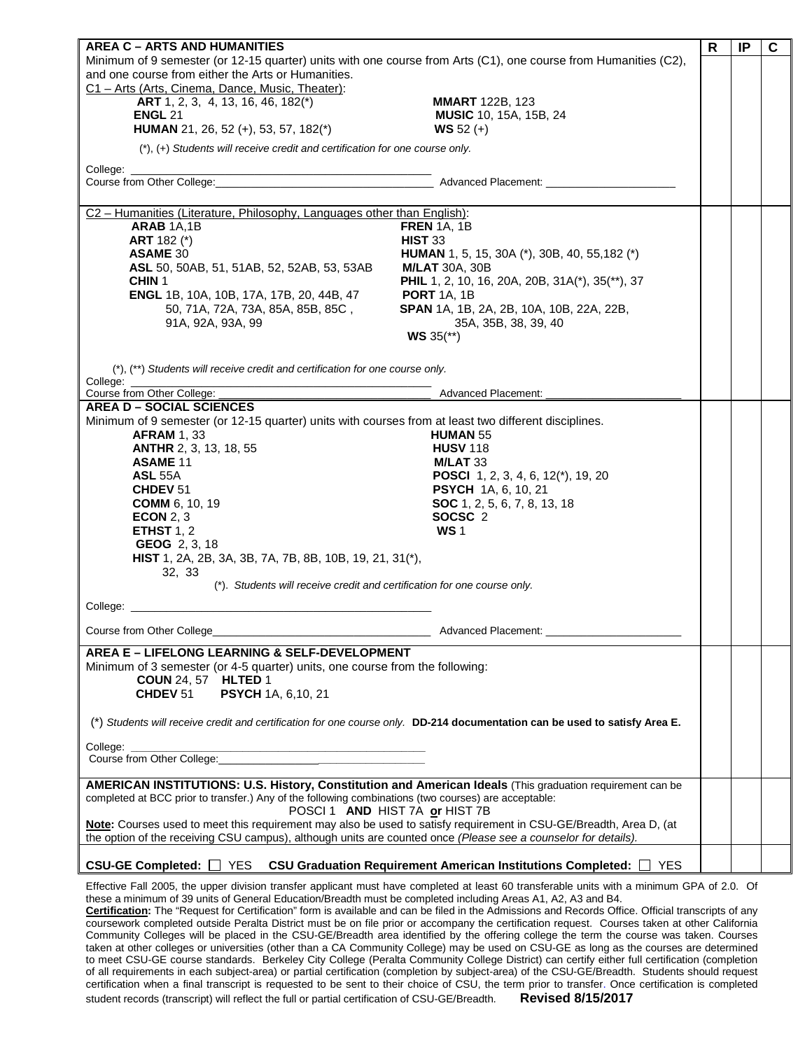| AREA C – ARTS AND HUMANITIES | R | IP | C |
|---|---|---|---|
| Minimum of 9 semester (or 12-15 quarter) units with one course from Arts (C1), one course from Humanities (C2), and one course from either the Arts or Humanities.<br>C1 – Arts (Arts, Cinema, Dance, Music, Theater):<br>**ART** 1, 2, 3, 4, 13, 16, 46, 182(*)<br>**ENGL** 21<br>**HUMAN** 21, 26, 52 (+), 53, 57, 182(*)<br>**MMART** 122B, 123<br>**MUSIC** 10, 15A, 15B, 24<br>**WS** 52 (+)<br>(*), (+) *Students will receive credit and certification for one course only.*<br>College: \_\_\_\_\_\_\_\_\_\_<br>Course from Other College: \_\_\_\_\_\_\_\_\_\_ Advanced Placement: \_\_\_\_\_\_\_\_\_\_ | | | |
| C2 – Humanities (Literature, Philosophy, Languages other than English):<br>**ARAB** 1A,1B<br>**ART** 182 (*)<br>**ASAME** 30<br>**ASL** 50, 50AB, 51, 51AB, 52, 52AB, 53, 53AB<br>**CHIN** 1<br>**ENGL** 1B, 10A, 10B, 17A, 17B, 20, 44B, 47, 50, 71A, 72A, 73A, 85A, 85B, 85C, 91A, 92A, 93A, 99<br>**FREN** 1A, 1B<br>**HIST** 33<br>**HUMAN** 1, 5, 15, 30A (*), 30B, 40, 55,182 (*)<br>**M/LAT** 30A, 30B<br>**PHIL** 1, 2, 10, 16, 20A, 20B, 31A(*), 35(**), 37<br>**PORT** 1A, 1B<br>**SPAN** 1A, 1B, 2A, 2B, 10A, 10B, 22A, 22B, 35A, 35B, 38, 39, 40<br>**WS** 35(**)<br>(*), (**) *Students will receive credit and certification for one course only.*<br>College: \_\_\_\_\_\_\_\_\_\_<br>Course from Other College: \_\_\_\_\_\_\_\_\_\_ Advanced Placement: \_\_\_\_\_\_\_\_\_\_ | | | |
| **AREA D – SOCIAL SCIENCES**<br>Minimum of 9 semester (or 12-15 quarter) units with courses from at least two different disciplines.<br>**AFRAM** 1, 33<br>**ANTHR** 2, 3, 13, 18, 55<br>**ASAME** 11<br>**ASL** 55A<br>**CHDEV** 51<br>**COMM** 6, 10, 19<br>**ECON** 2, 3<br>**ETHST** 1, 2<br>**GEOG** 2, 3, 18<br>**HIST** 1, 2A, 2B, 3A, 3B, 7A, 7B, 8B, 10B, 19, 21, 31(*), 32, 33<br>**HUMAN** 55<br>**HUSV** 118<br>**M/LAT** 33<br>**POSCI** 1, 2, 3, 4, 6, 12(*), 19, 20<br>**PSYCH** 1A, 6, 10, 21<br>**SOC** 1, 2, 5, 6, 7, 8, 13, 18<br>**SOCSC** 2<br>**WS** 1<br>(*). *Students will receive credit and certification for one course only.*<br>College: \_\_\_\_\_\_\_\_\_\_<br>Course from Other College \_\_\_\_\_\_\_\_\_\_ Advanced Placement: \_\_\_\_\_\_\_\_\_\_ | | | |
| **AREA E – LIFELONG LEARNING & SELF-DEVELOPMENT**<br>Minimum of 3 semester (or 4-5 quarter) units, one course from the following:<br>**COUN** 24, 57 **HLTED** 1<br>**CHDEV** 51 **PSYCH** 1A, 6,10, 21<br>(*) *Students will receive credit and certification for one course only.* **DD-214 documentation can be used to satisfy Area E.**<br>College: \_\_\_\_\_\_\_\_\_\_<br>Course from Other College: \_\_\_\_\_\_\_\_\_\_ | | | |
| **AMERICAN INSTITUTIONS: U.S. History, Constitution and American Ideals** (This graduation requirement can be completed at BCC prior to transfer.) Any of the following combinations (two courses) are acceptable:<br>POSCI 1 **AND** HIST 7A **or** HIST 7B<br>**Note:** Courses used to meet this requirement may also be used to satisfy requirement in CSU-GE/Breadth, Area D, (at the option of the receiving CSU campus), although units are counted once *(Please see a counselor for details).* | | | |
| **CSU-GE Completed:** ☐ YES **CSU Graduation Requirement American Institutions Completed:** ☐ YES | | | |

Effective Fall 2005, the upper division transfer applicant must have completed at least 60 transferable units with a minimum GPA of 2.0. Of these a minimum of 39 units of General Education/Breadth must be completed including Areas A1, A2, A3 and B4.

**Certification:** The "Request for Certification" form is available and can be filed in the Admissions and Records Office. Official transcripts of any coursework completed outside Peralta District must be on file prior or accompany the certification request. Courses taken at other California Community Colleges will be placed in the CSU-GE/Breadth area identified by the offering college the term the course was taken. Courses taken at other colleges or universities (other than a CA Community College) may be used on CSU-GE as long as the courses are determined to meet CSU-GE course standards. Berkeley City College (Peralta Community College District) can certify either full certification (completion of all requirements in each subject-area) or partial certification (completion by subject-area) of the CSU-GE/Breadth. Students should request certification when a final transcript is requested to be sent to their choice of CSU, the term prior to transfer. Once certification is completed student records (transcript) will reflect the full or partial certification of CSU-GE/Breadth. **Revised 8/15/2017**